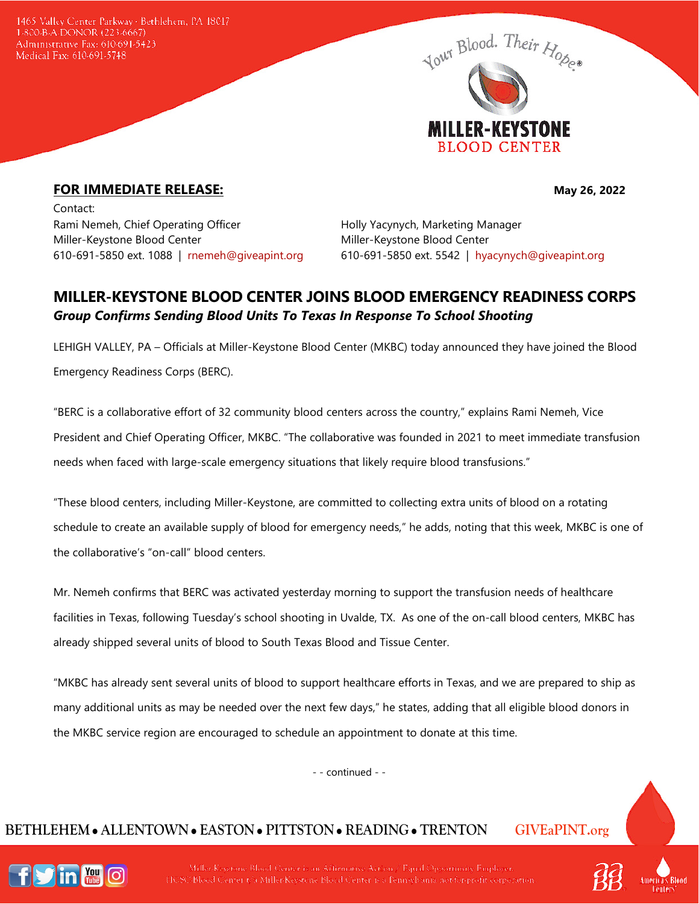1465 Valley Center Parkway · Bethlehem, PA 18017
1-800-B-A-DONOR (223-6667)
Administrative Fax: 610-691-5423
Medical Fax: 610-691-5748

Your Blood. Their Hope®

MILLER-KEYSTONE BLOOD CENTER

**FOR IMMEDIATE RELEASE:** **May 26, 2022**

Contact:

Rami Nemeh, Chief Operating Officer
Miller-Keystone Blood Center
610-691-5850 ext. 1088 | rnemeh@giveapint.org

Holly Yacynych, Marketing Manager
Miller-Keystone Blood Center
610-691-5850 ext. 5542 | hyacynych@giveapint.org

## MILLER-KEYSTONE BLOOD CENTER JOINS BLOOD EMERGENCY READINESS CORPS

***Group Confirms Sending Blood Units To Texas In Response To School Shooting***

LEHIGH VALLEY, PA – Officials at Miller-Keystone Blood Center (MKBC) today announced they have joined the Blood Emergency Readiness Corps (BERC).

"BERC is a collaborative effort of 32 community blood centers across the country," explains Rami Nemeh, Vice President and Chief Operating Officer, MKBC. "The collaborative was founded in 2021 to meet immediate transfusion needs when faced with large-scale emergency situations that likely require blood transfusions."

"These blood centers, including Miller-Keystone, are committed to collecting extra units of blood on a rotating schedule to create an available supply of blood for emergency needs," he adds, noting that this week, MKBC is one of the collaborative's "on-call" blood centers.

Mr. Nemeh confirms that BERC was activated yesterday morning to support the transfusion needs of healthcare facilities in Texas, following Tuesday's school shooting in Uvalde, TX. As one of the on-call blood centers, MKBC has already shipped several units of blood to South Texas Blood and Tissue Center.

"MKBC has already sent several units of blood to support healthcare efforts in Texas, and we are prepared to ship as many additional units as may be needed over the next few days," he states, adding that all eligible blood donors in the MKBC service region are encouraged to schedule an appointment to donate at this time.

- - continued - -

BETHLEHEM • ALLENTOWN • EASTON • PITTSTON • READING • TRENTON GIVEaPINT.org

Miller-Keystone Blood Center is an Affirmative Action / Equal Opportunity Employer.
HCSC Blood Center t/a Miller-Keystone Blood Center is a Pennsylvania not-for-profit corporation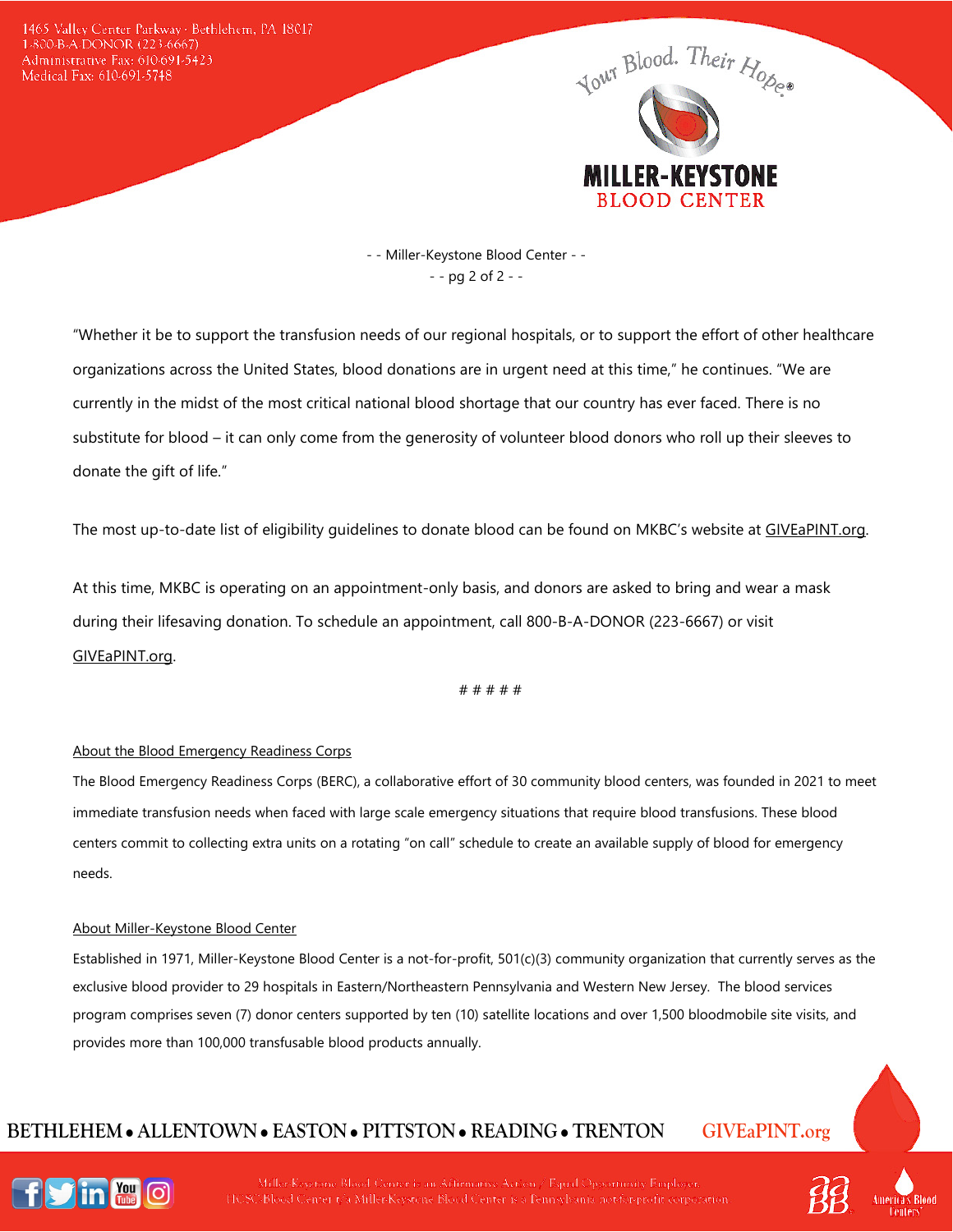"Whether it be to support the transfusion needs of our regional hospitals, or to support the effort of other healthcare organizations across the United States, blood donations are in urgent need at this time," he continues. "We are currently in the midst of the most critical national blood shortage that our country has ever faced. There is no substitute for blood – it can only come from the generosity of volunteer blood donors who roll up their sleeves to donate the gift of life."

The most up-to-date list of eligibility guidelines to donate blood can be found on MKBC's website at GIVEaPINT.org.

At this time, MKBC is operating on an appointment-only basis, and donors are asked to bring and wear a mask during their lifesaving donation. To schedule an appointment, call 800-B-A-DONOR (223-6667) or visit GIVEaPINT.org.

# # # # #

About the Blood Emergency Readiness Corps

The Blood Emergency Readiness Corps (BERC), a collaborative effort of 30 community blood centers, was founded in 2021 to meet immediate transfusion needs when faced with large scale emergency situations that require blood transfusions. These blood centers commit to collecting extra units on a rotating "on call" schedule to create an available supply of blood for emergency needs.

About Miller-Keystone Blood Center

Established in 1971, Miller-Keystone Blood Center is a not-for-profit, 501(c)(3) community organization that currently serves as the exclusive blood provider to 29 hospitals in Eastern/Northeastern Pennsylvania and Western New Jersey. The blood services program comprises seven (7) donor centers supported by ten (10) satellite locations and over 1,500 bloodmobile site visits, and provides more than 100,000 transfusable blood products annually.